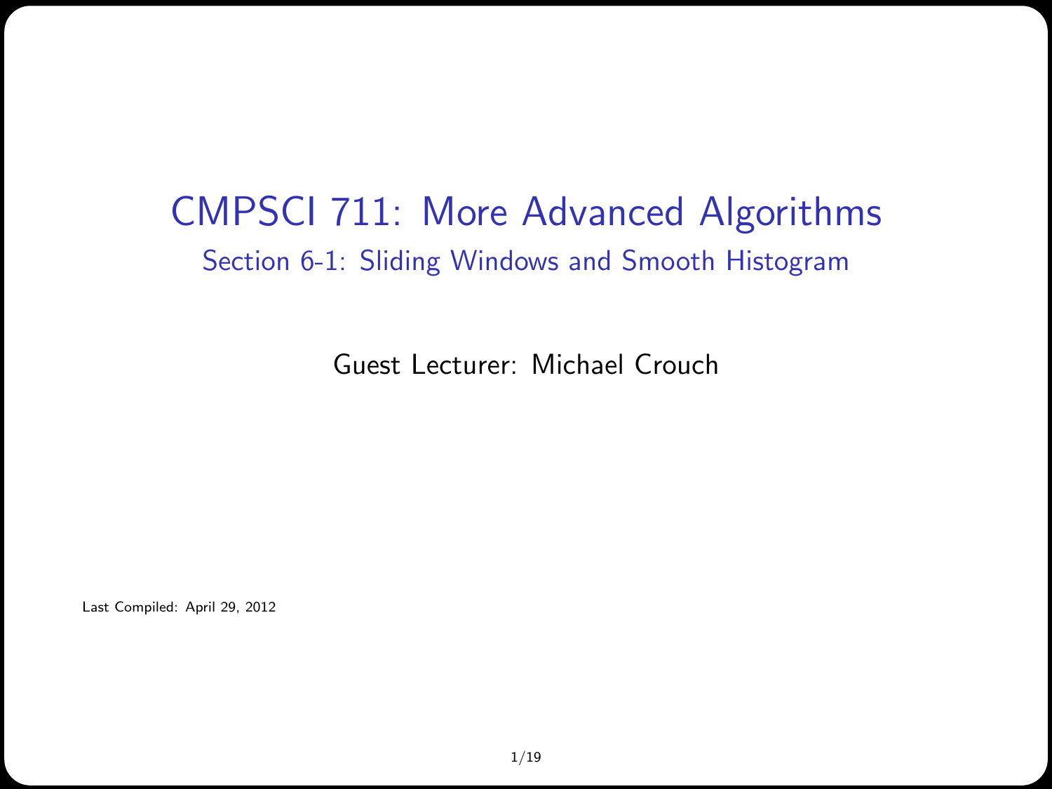# CMPSCI 711: More Advanced Algorithms

## Section 6-1: Sliding Windows and Smooth Histogram

Guest Lecturer: Michael Crouch

Last Compiled: April 29, 2012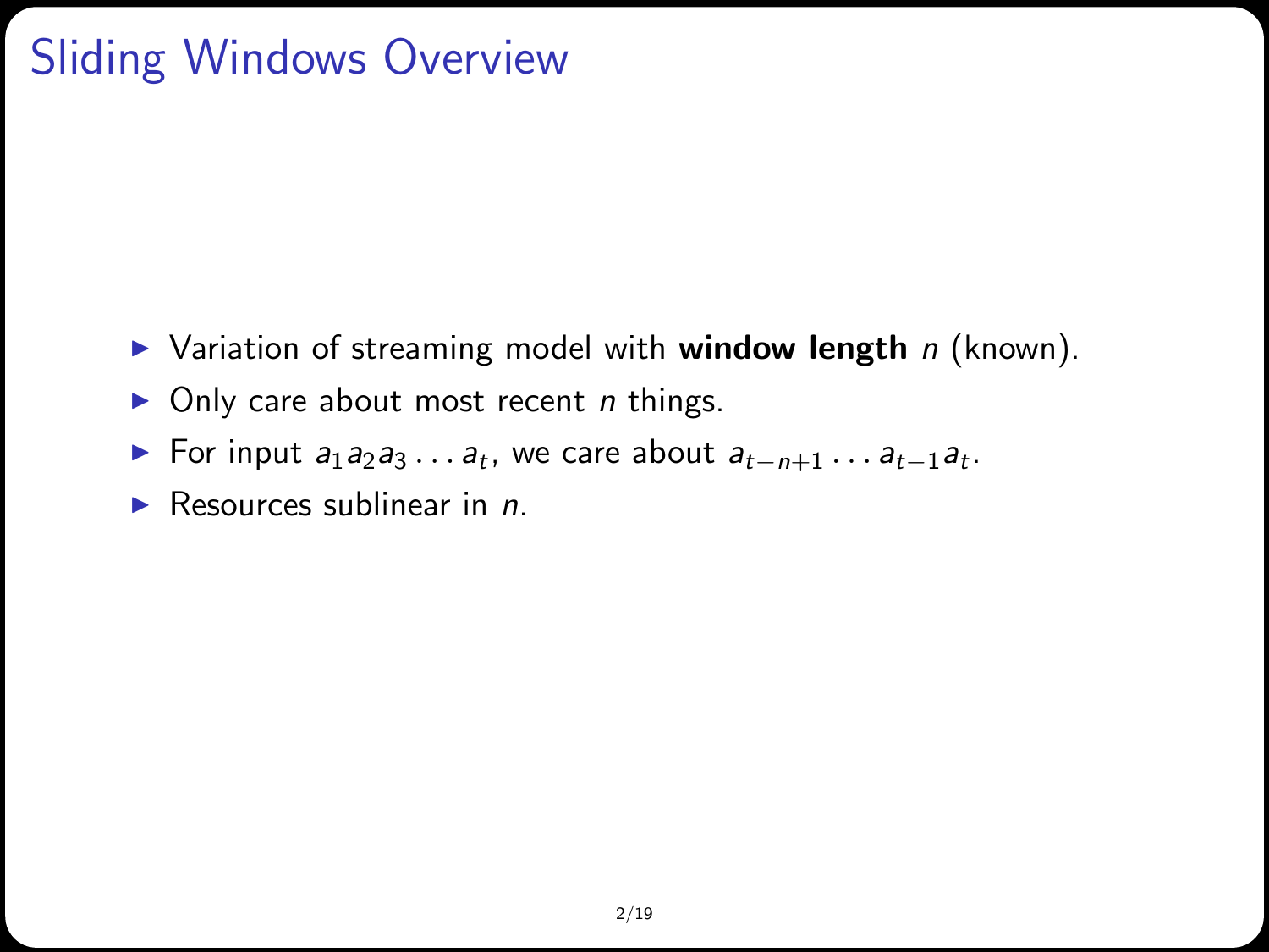# Sliding Windows Overview

- Variation of streaming model with **window length** $n$ (known).
- Only care about most recent $n$ things.
- For input $a_1 a_2 a_3 \ldots a_t$, we care about $a_{t-n+1} \ldots a_{t-1} a_t$.
- Resources sublinear in $n$.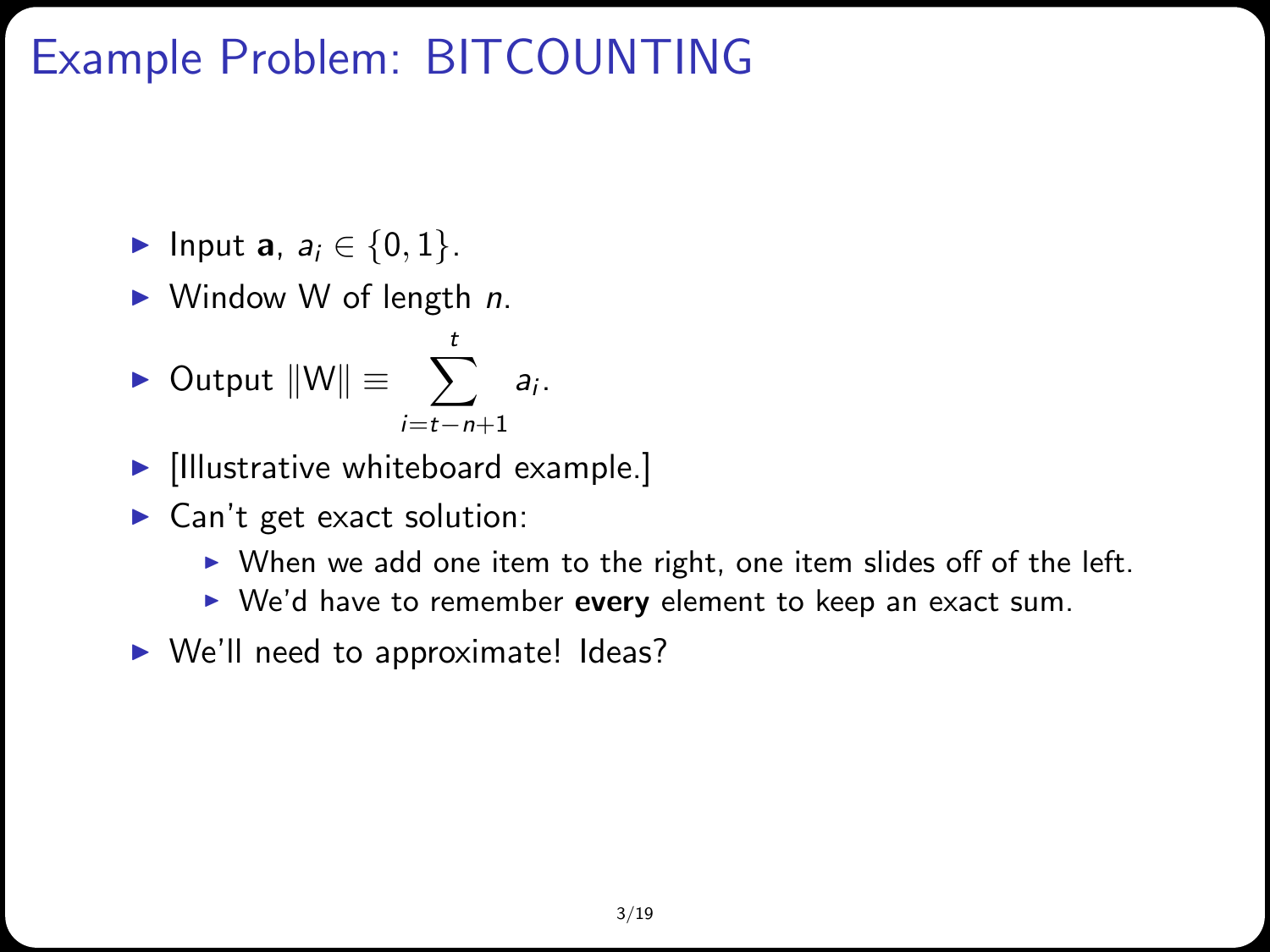# Example Problem: BITCOUNTING

- Input $\mathbf{a}$, $a_i \in \{0, 1\}$.
- Window W of length $n$.
- Output $\|\text{W}\| \equiv \sum_{i=t-n+1}^{t} a_i$.
- [Illustrative whiteboard example.]
- Can't get exact solution:
  - When we add one item to the right, one item slides off of the left.
  - We'd have to remember **every** element to keep an exact sum.
- We'll need to approximate! Ideas?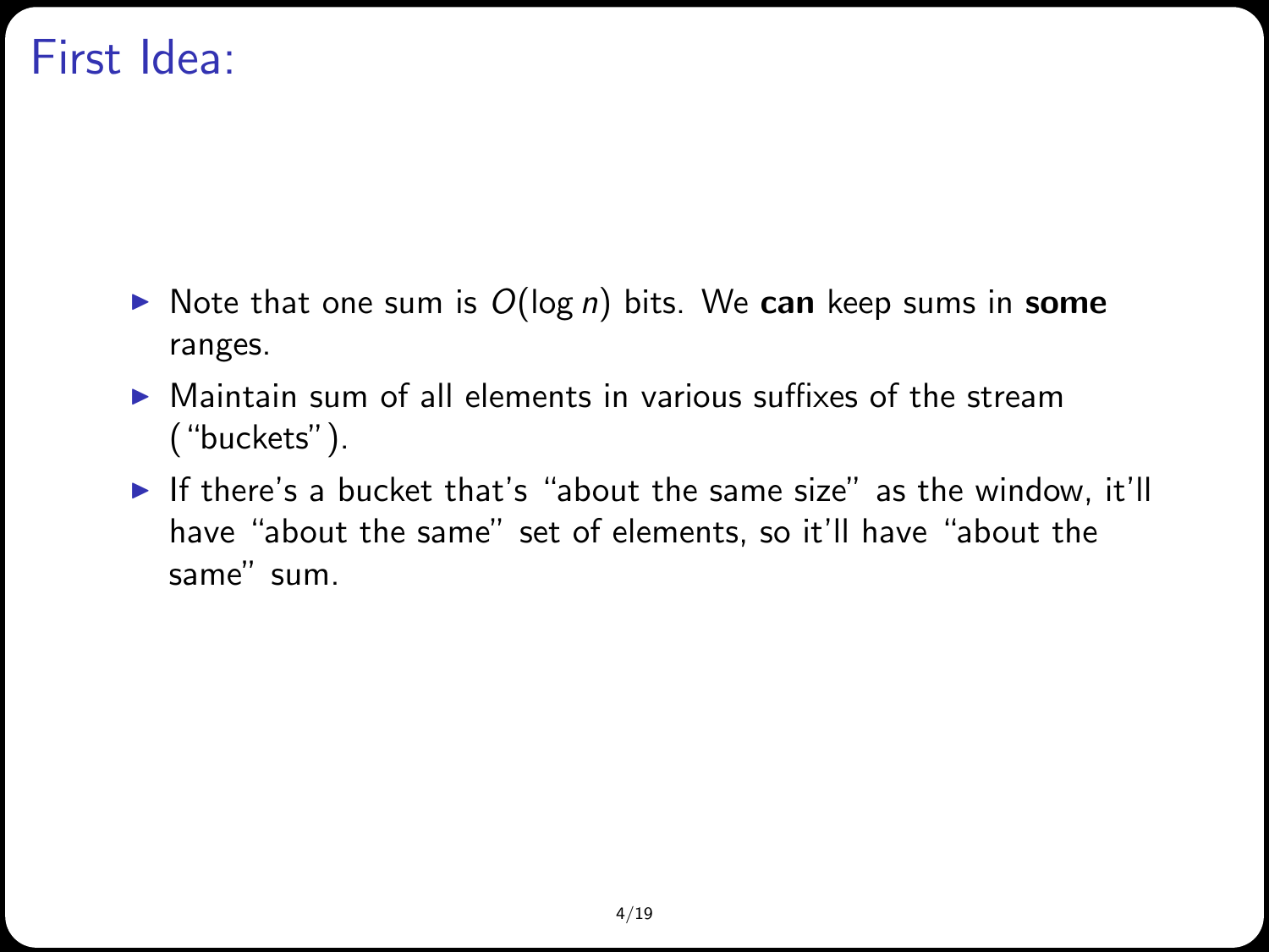# First Idea:

- Note that one sum is $O(\log n)$ bits. We **can** keep sums in **some** ranges.
- Maintain sum of all elements in various suffixes of the stream ("buckets").
- If there's a bucket that's "about the same size" as the window, it'll have "about the same" set of elements, so it'll have "about the same" sum.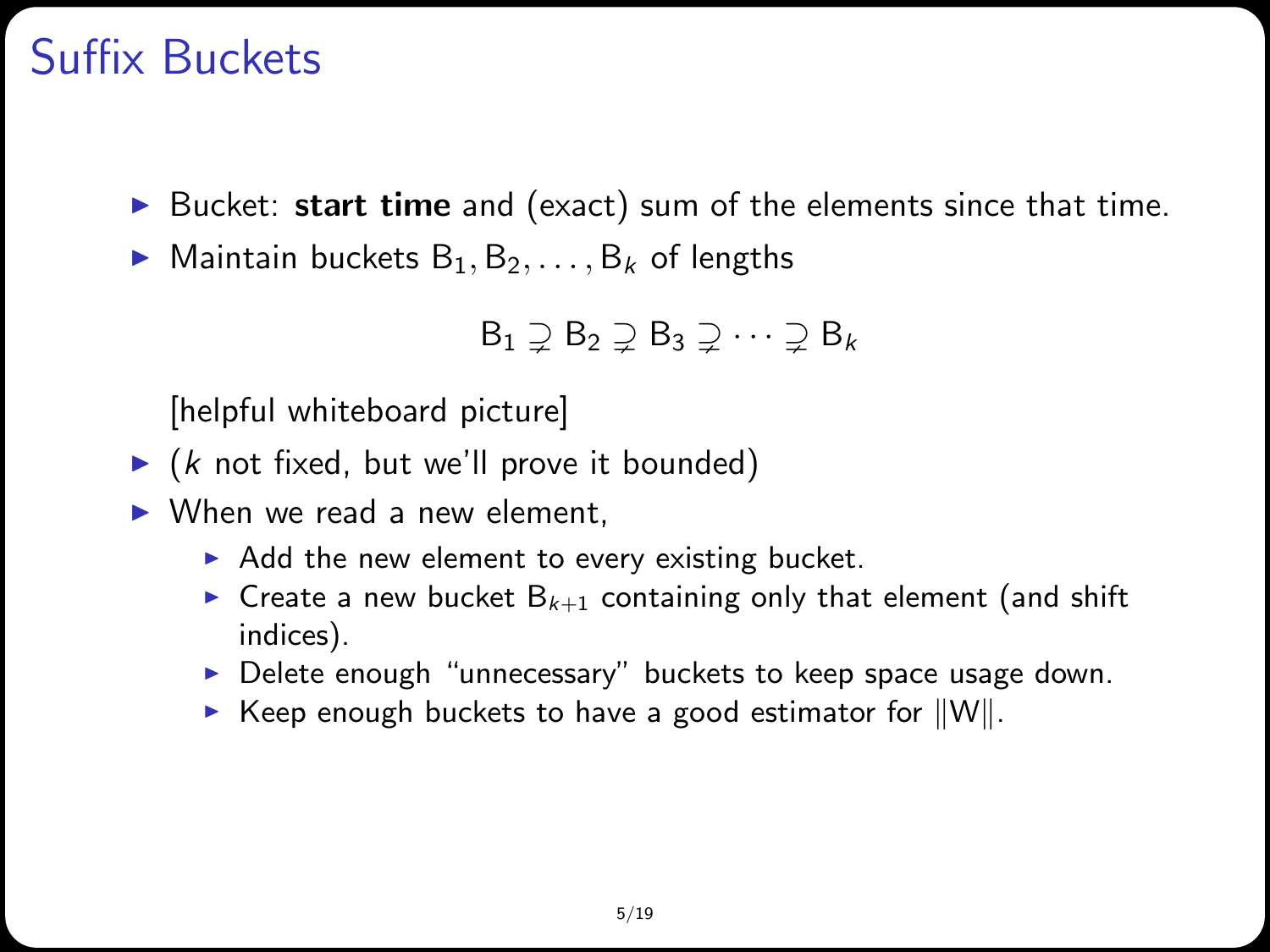# Suffix Buckets

- Bucket: **start time** and (exact) sum of the elements since that time.
- Maintain buckets $\mathsf{B}_1, \mathsf{B}_2, \ldots, \mathsf{B}_k$ of lengths

$$\mathsf{B}_1 \supsetneq \mathsf{B}_2 \supsetneq \mathsf{B}_3 \supsetneq \cdots \supsetneq \mathsf{B}_k$$

  [helpful whiteboard picture]

- ($k$ not fixed, but we'll prove it bounded)
- When we read a new element,
  - Add the new element to every existing bucket.
  - Create a new bucket $\mathsf{B}_{k+1}$ containing only that element (and shift indices).
  - Delete enough "unnecessary" buckets to keep space usage down.
  - Keep enough buckets to have a good estimator for $\|\mathsf{W}\|$.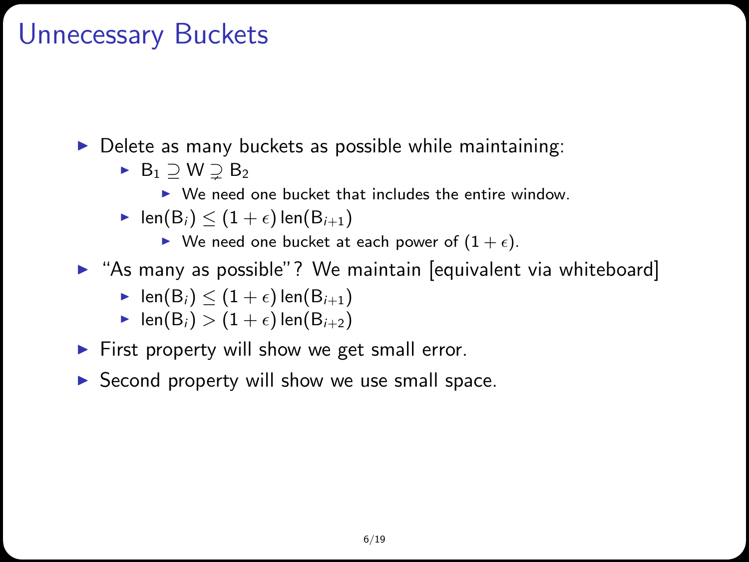# Unnecessary Buckets

- Delete as many buckets as possible while maintaining:
  - $B_1 \supseteq W \supsetneq B_2$
    - We need one bucket that includes the entire window.
  - $\text{len}(B_i) \leq (1+\epsilon)\,\text{len}(B_{i+1})$
    - We need one bucket at each power of $(1+\epsilon)$.
- "As many as possible"? We maintain [equivalent via whiteboard]
  - $\text{len}(B_i) \leq (1+\epsilon)\,\text{len}(B_{i+1})$
  - $\text{len}(B_i) > (1+\epsilon)\,\text{len}(B_{i+2})$
- First property will show we get small error.
- Second property will show we use small space.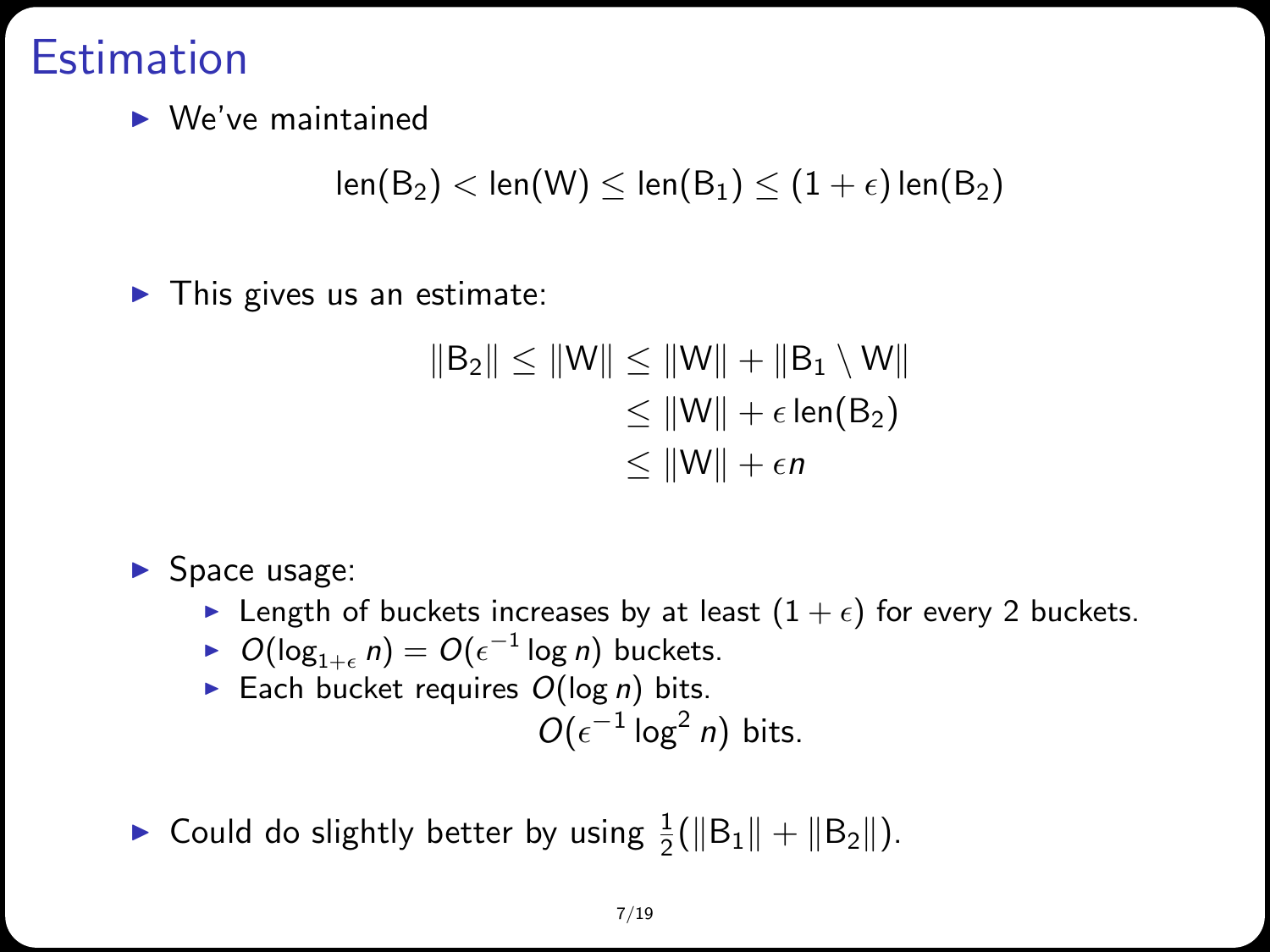# Estimation

- We've maintained

$$\text{len}(\text{B}_2) < \text{len}(\text{W}) \leq \text{len}(\text{B}_1) \leq (1+\epsilon)\,\text{len}(\text{B}_2)$$

- This gives us an estimate:

$$\begin{aligned}
\|\text{B}_2\| \leq \|\text{W}\| &\leq \|\text{W}\| + \|\text{B}_1 \setminus \text{W}\| \\
&\leq \|\text{W}\| + \epsilon\,\text{len}(\text{B}_2) \\
&\leq \|\text{W}\| + \epsilon n
\end{aligned}$$

- Space usage:
  - Length of buckets increases by at least $(1+\epsilon)$ for every 2 buckets.
  - $O(\log_{1+\epsilon} n) = O(\epsilon^{-1} \log n)$ buckets.
  - Each bucket requires $O(\log n)$ bits.

$$O(\epsilon^{-1} \log^2 n) \text{ bits.}$$

- Could do slightly better by using $\frac{1}{2}(\|\text{B}_1\| + \|\text{B}_2\|)$.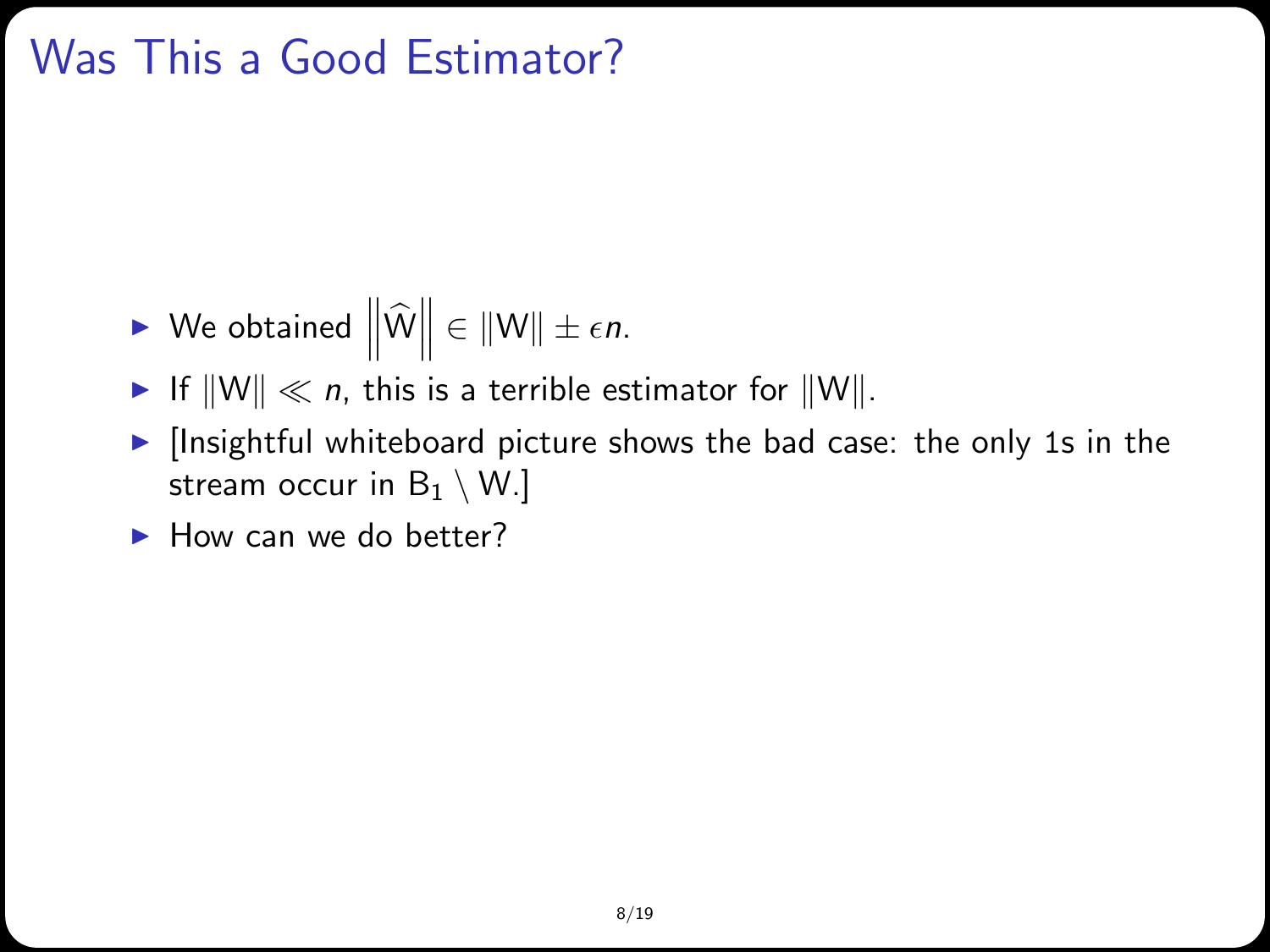# Was This a Good Estimator?

- We obtained $\left\|\widehat{\mathsf{W}}\right\| \in \|\mathsf{W}\| \pm \epsilon n$.
- If $\|\mathsf{W}\| \ll n$, this is a terrible estimator for $\|\mathsf{W}\|$.
- [Insightful whiteboard picture shows the bad case: the only 1s in the stream occur in $\mathsf{B}_1 \setminus \mathsf{W}$.]
- How can we do better?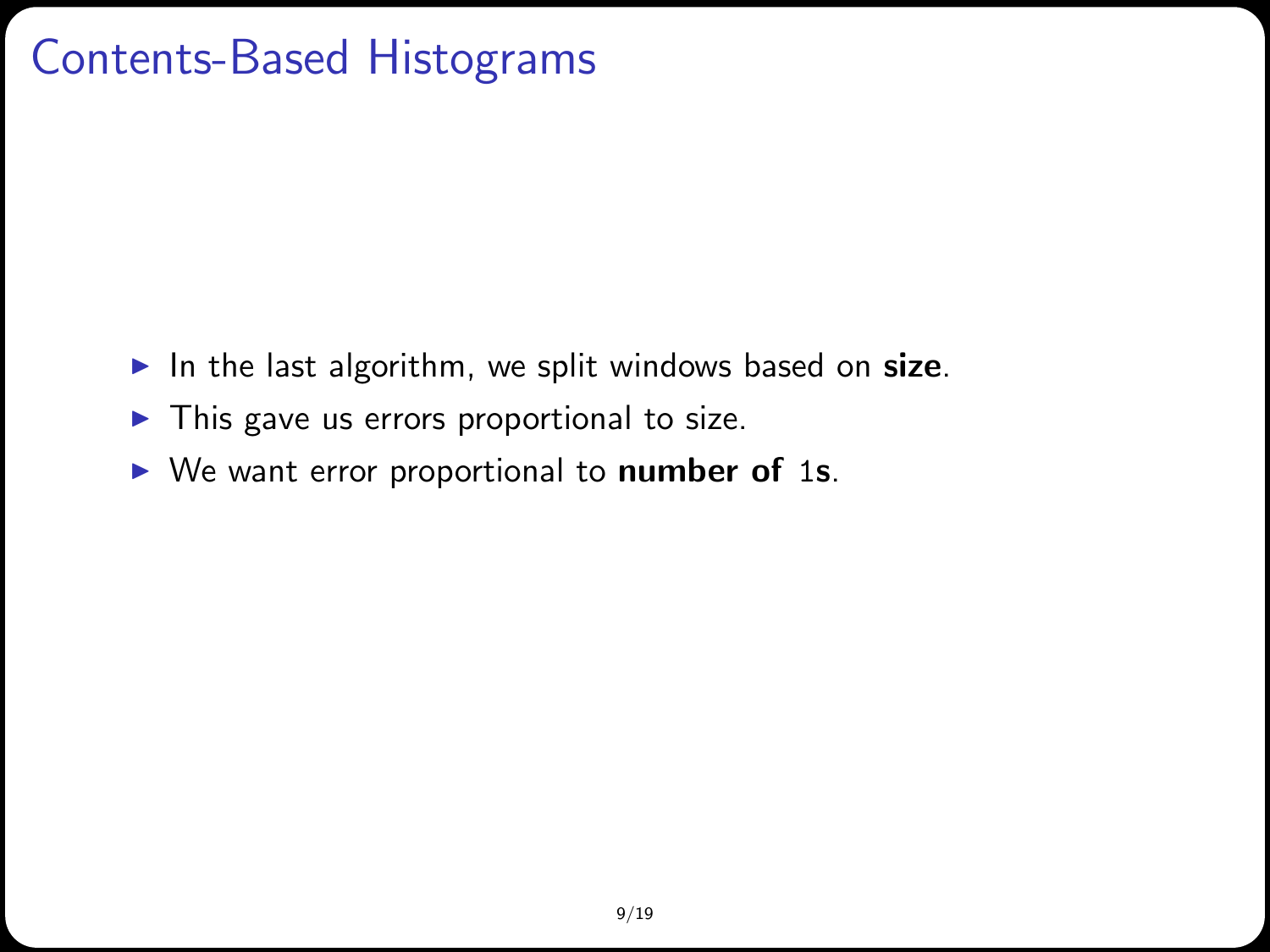# Contents-Based Histograms

- In the last algorithm, we split windows based on **size**.
- This gave us errors proportional to size.
- We want error proportional to **number of** 1**s**.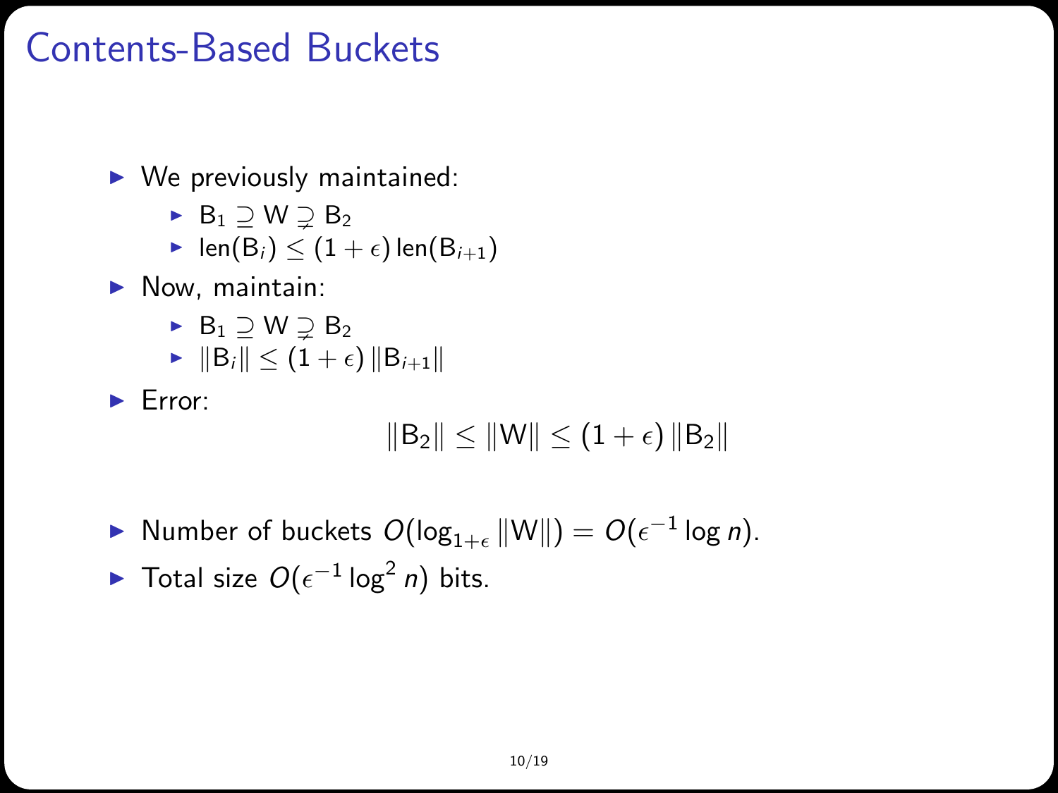# Contents-Based Buckets

- We previously maintained:
  - $\mathsf{B}_1 \supseteq \mathsf{W} \supsetneq \mathsf{B}_2$
  - $\mathrm{len}(\mathsf{B}_i) \leq (1+\epsilon)\,\mathrm{len}(\mathsf{B}_{i+1})$
- Now, maintain:
  - $\mathsf{B}_1 \supseteq \mathsf{W} \supsetneq \mathsf{B}_2$
  - $\|\mathsf{B}_i\| \leq (1+\epsilon)\,\|\mathsf{B}_{i+1}\|$
- Error:

$$\|\mathsf{B}_2\| \leq \|\mathsf{W}\| \leq (1+\epsilon)\,\|\mathsf{B}_2\|$$

- Number of buckets $O(\log_{1+\epsilon}\|\mathsf{W}\|) = O(\epsilon^{-1}\log n)$.
- Total size $O(\epsilon^{-1}\log^2 n)$ bits.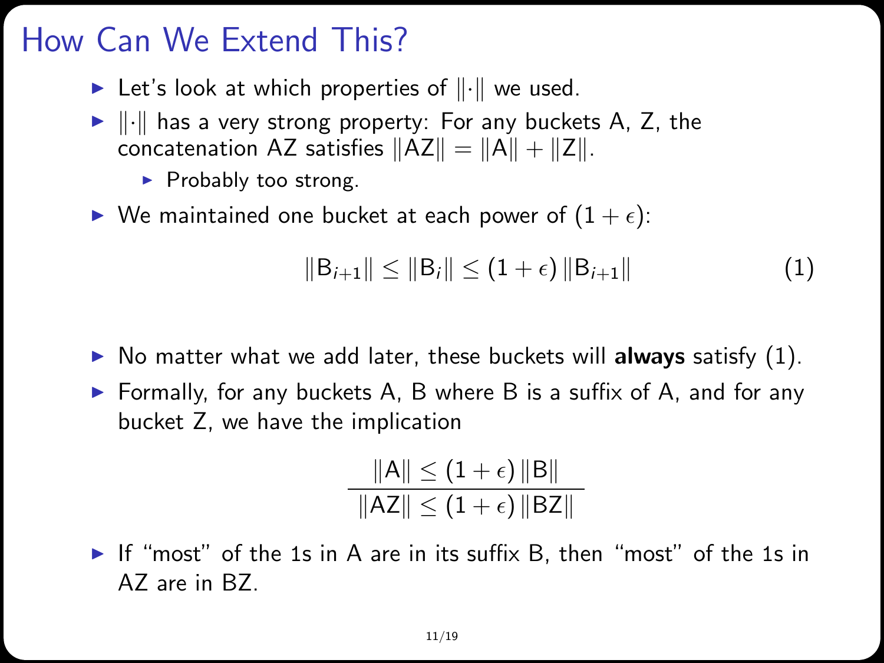# How Can We Extend This?

- Let's look at which properties of $\|\cdot\|$ we used.
- $\|\cdot\|$ has a very strong property: For any buckets A, Z, the concatenation AZ satisfies $\|AZ\| = \|A\| + \|Z\|$.
  - Probably too strong.
- We maintained one bucket at each power of $(1 + \epsilon)$:

$$\|B_{i+1}\| \leq \|B_i\| \leq (1 + \epsilon) \|B_{i+1}\| \tag{1}$$

- No matter what we add later, these buckets will **always** satisfy (1).
- Formally, for any buckets A, B where B is a suffix of A, and for any bucket Z, we have the implication

$$\frac{\|A\| \leq (1 + \epsilon) \|B\|}{\|AZ\| \leq (1 + \epsilon) \|BZ\|}$$

- If "most" of the 1s in A are in its suffix B, then "most" of the 1s in AZ are in BZ.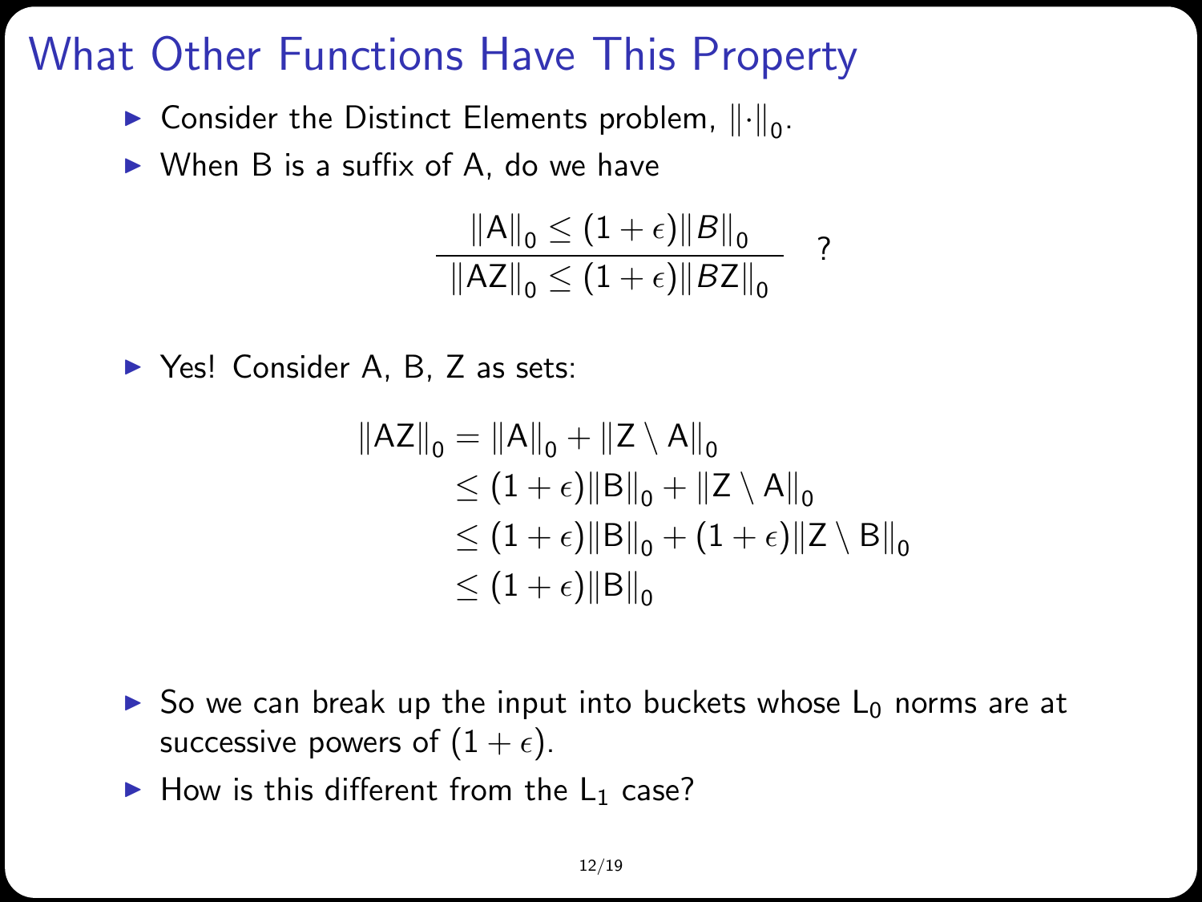# What Other Functions Have This Property

- Consider the Distinct Elements problem, $\|\cdot\|_0$.
- When B is a suffix of A, do we have

$$\frac{\|\mathsf{A}\|_0 \leq (1+\epsilon)\|B\|_0}{\|\mathsf{AZ}\|_0 \leq (1+\epsilon)\|B\mathsf{Z}\|_0} \quad ?$$

- Yes! Consider A, B, Z as sets:

$$\begin{aligned}
\|\mathsf{AZ}\|_0 &= \|\mathsf{A}\|_0 + \|\mathsf{Z} \setminus \mathsf{A}\|_0 \\
&\leq (1+\epsilon)\|\mathsf{B}\|_0 + \|\mathsf{Z} \setminus \mathsf{A}\|_0 \\
&\leq (1+\epsilon)\|\mathsf{B}\|_0 + (1+\epsilon)\|\mathsf{Z} \setminus \mathsf{B}\|_0 \\
&\leq (1+\epsilon)\|\mathsf{B}\|_0
\end{aligned}$$

- So we can break up the input into buckets whose $L_0$ norms are at successive powers of $(1+\epsilon)$.
- How is this different from the $L_1$ case?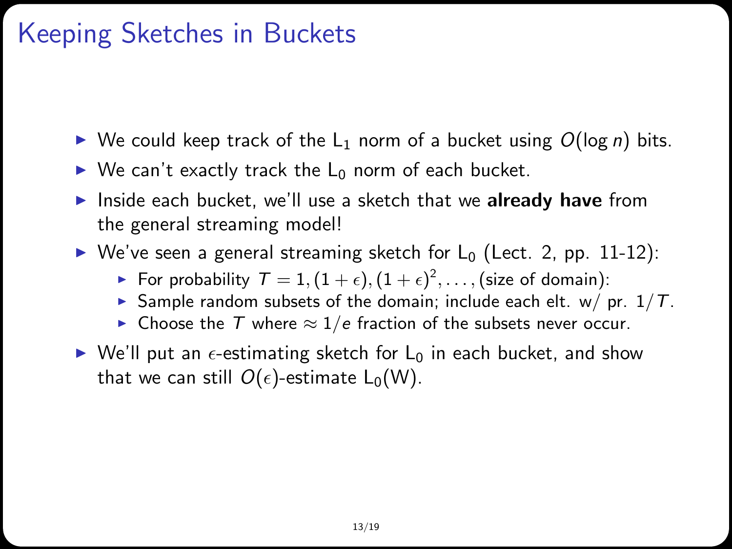# Keeping Sketches in Buckets

- We could keep track of the $\mathsf{L}_1$ norm of a bucket using $O(\log n)$ bits.
- We can't exactly track the $\mathsf{L}_0$ norm of each bucket.
- Inside each bucket, we'll use a sketch that we **already have** from the general streaming model!
- We've seen a general streaming sketch for $\mathsf{L}_0$ (Lect. 2, pp. 11-12):
  - For probability $T = 1, (1+\epsilon), (1+\epsilon)^2, \ldots,$ (size of domain):
  - Sample random subsets of the domain; include each elt. w/ pr. $1/T$.
  - Choose the $T$ where $\approx 1/e$ fraction of the subsets never occur.
- We'll put an $\epsilon$-estimating sketch for $\mathsf{L}_0$ in each bucket, and show that we can still $O(\epsilon)$-estimate $\mathsf{L}_0(\mathsf{W})$.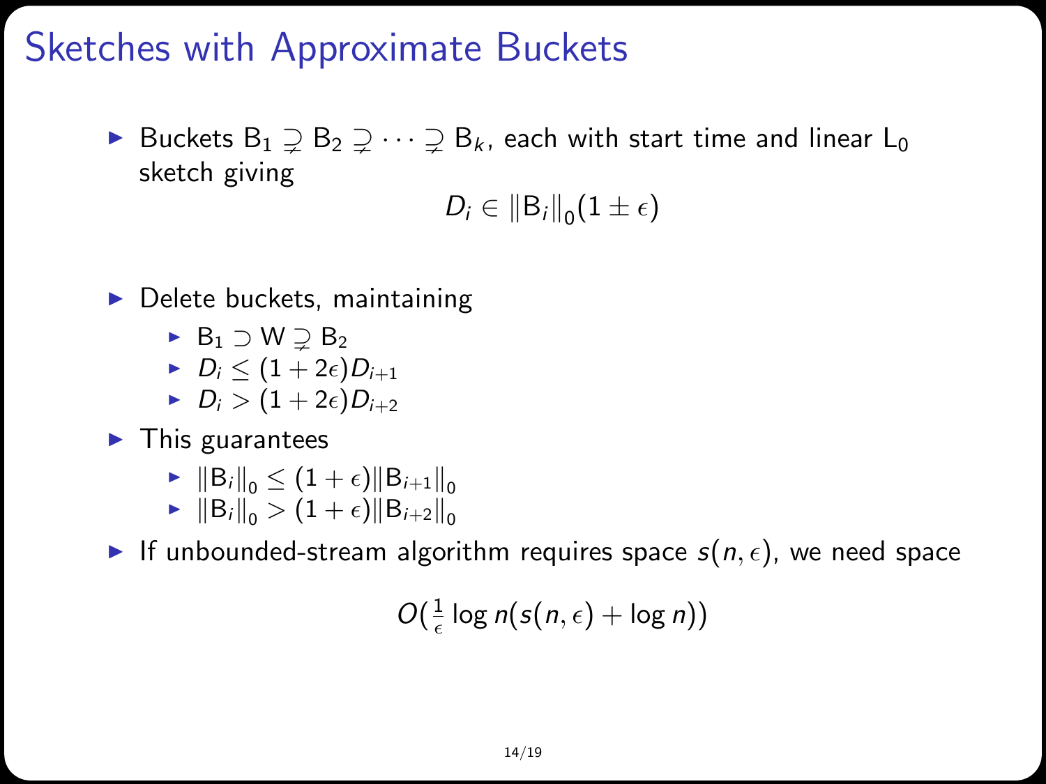# Sketches with Approximate Buckets

- Buckets $\mathsf{B}_1 \supsetneq \mathsf{B}_2 \supsetneq \cdots \supsetneq \mathsf{B}_k$, each with start time and linear $\mathsf{L}_0$ sketch giving

$$D_i \in \|\mathsf{B}_i\|_0 (1 \pm \epsilon)$$

- Delete buckets, maintaining
  - $\mathsf{B}_1 \supset \mathsf{W} \supsetneq \mathsf{B}_2$
  - $D_i \leq (1 + 2\epsilon) D_{i+1}$
  - $D_i > (1 + 2\epsilon) D_{i+2}$
- This guarantees
  - $\|\mathsf{B}_i\|_0 \leq (1 + \epsilon) \|\mathsf{B}_{i+1}\|_0$
  - $\|\mathsf{B}_i\|_0 > (1 + \epsilon) \|\mathsf{B}_{i+2}\|_0$
- If unbounded-stream algorithm requires space $s(n, \epsilon)$, we need space

$$O(\tfrac{1}{\epsilon} \log n (s(n, \epsilon) + \log n))$$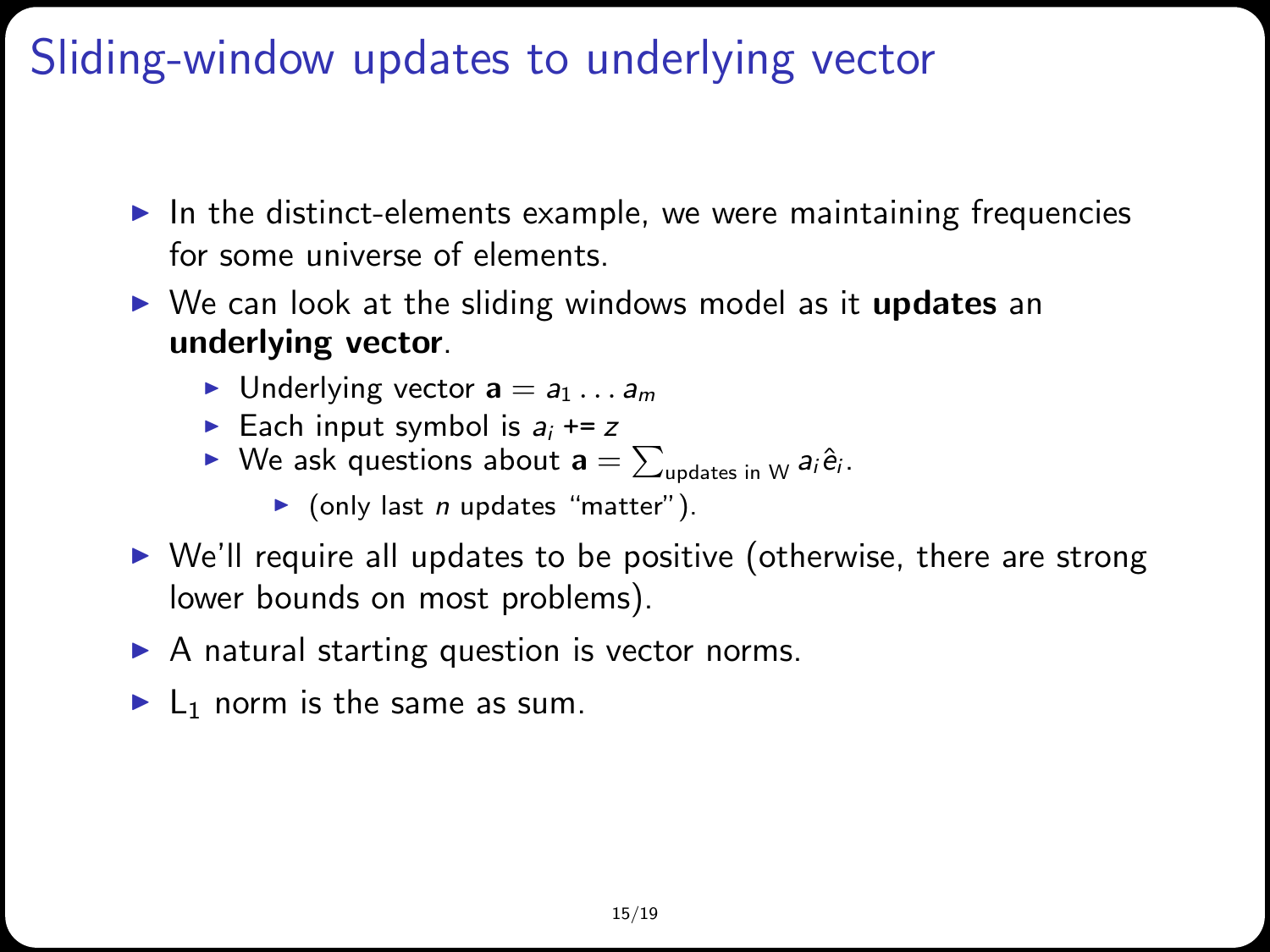# Sliding-window updates to underlying vector

- In the distinct-elements example, we were maintaining frequencies for some universe of elements.
- We can look at the sliding windows model as it **updates** an **underlying vector**.
  - Underlying vector $\mathbf{a} = a_1 \ldots a_m$
  - Each input symbol is $a_i$ **+=** $z$
  - We ask questions about $\mathbf{a} = \sum_{\text{updates in W}} a_i \hat{e}_i$.
    - (only last $n$ updates "matter").
- We'll require all updates to be positive (otherwise, there are strong lower bounds on most problems).
- A natural starting question is vector norms.
- $\text{L}_1$ norm is the same as sum.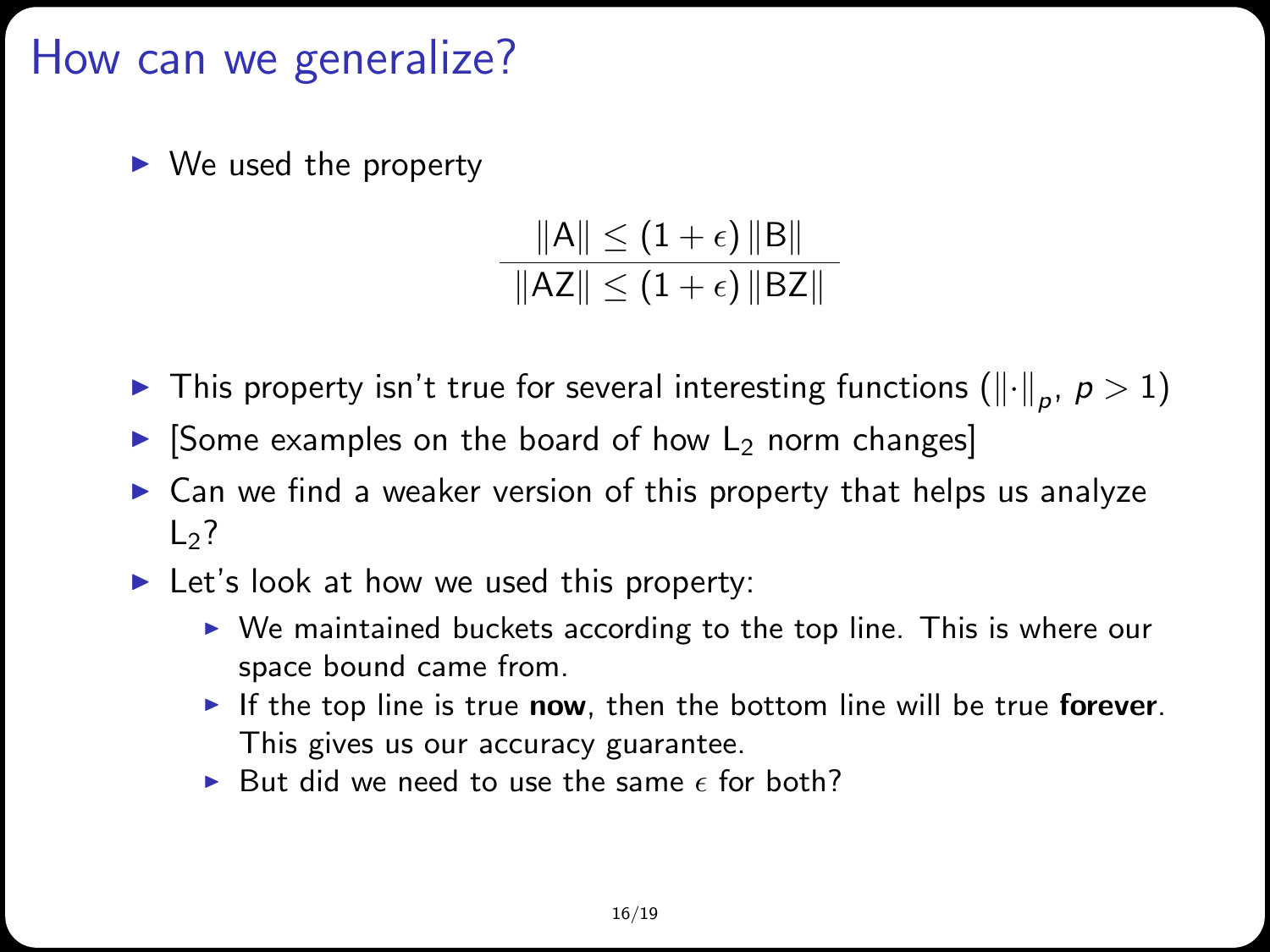# How can we generalize?

- We used the property

$$\frac{\|A\| \leq (1+\epsilon)\|B\|}{\|AZ\| \leq (1+\epsilon)\|BZ\|}$$

- This property isn't true for several interesting functions ($\|\cdot\|_p$, $p > 1$)
- [Some examples on the board of how $L_2$ norm changes]
- Can we find a weaker version of this property that helps us analyze $L_2$?
- Let's look at how we used this property:
  - We maintained buckets according to the top line. This is where our space bound came from.
  - If the top line is true **now**, then the bottom line will be true **forever**. This gives us our accuracy guarantee.
  - But did we need to use the same $\epsilon$ for both?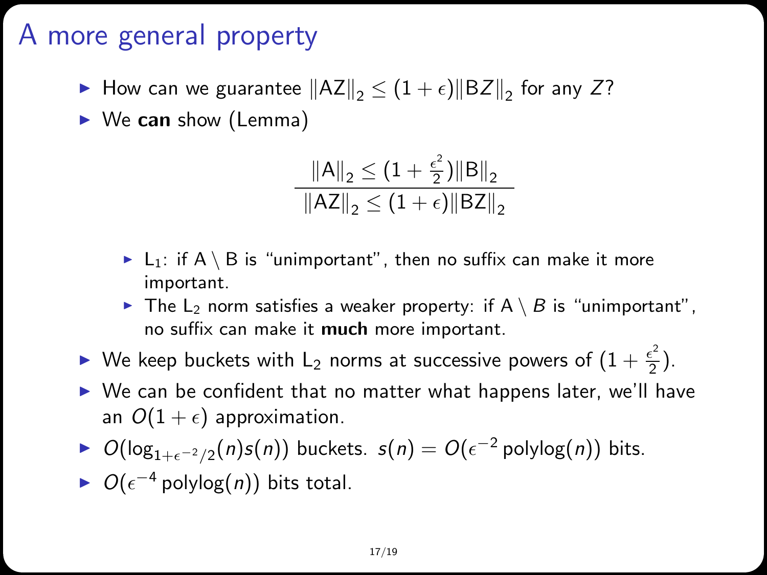# A more general property

- How can we guarantee $\|AZ\|_2 \leq (1+\epsilon)\|BZ\|_2$ for any $Z$?
- We **can** show (Lemma)

$$\frac{\|A\|_2 \leq (1+\frac{\epsilon^2}{2})\|B\|_2}{\|AZ\|_2 \leq (1+\epsilon)\|BZ\|_2}$$

  - $L_1$: if $A \setminus B$ is "unimportant", then no suffix can make it more important.
  - The $L_2$ norm satisfies a weaker property: if $A \setminus B$ is "unimportant", no suffix can make it **much** more important.
- We keep buckets with $L_2$ norms at successive powers of $(1+\frac{\epsilon^2}{2})$.
- We can be confident that no matter what happens later, we'll have an $O(1+\epsilon)$ approximation.
- $O(\log_{1+\epsilon^{-2}/2}(n)s(n))$ buckets. $s(n) = O(\epsilon^{-2}\,\text{polylog}(n))$ bits.
- $O(\epsilon^{-4}\,\text{polylog}(n))$ bits total.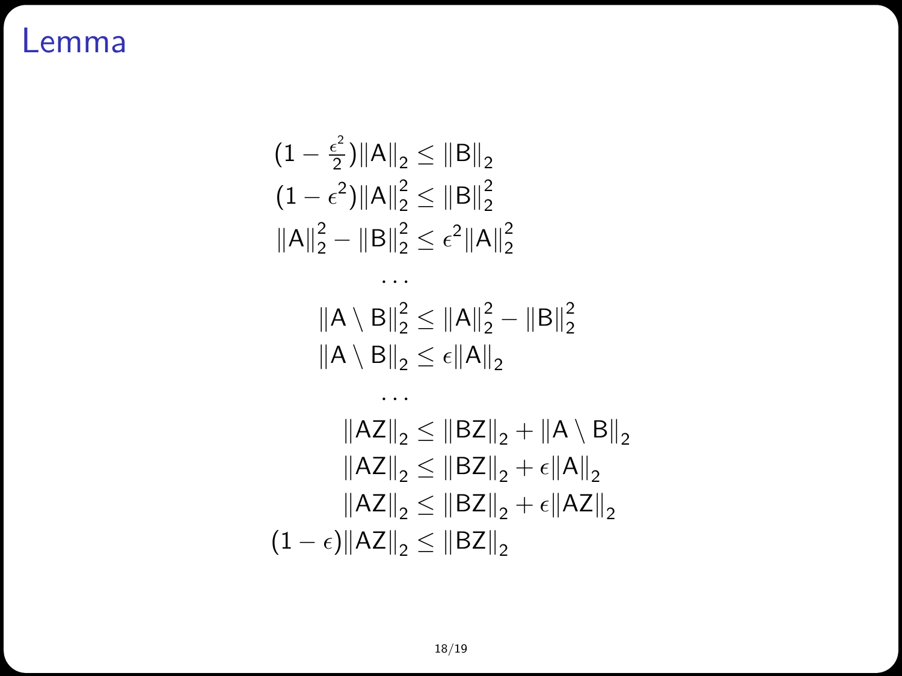# Lemma

$$
\begin{aligned}
(1 - \tfrac{\epsilon^2}{2})\|A\|_2 &\leq \|B\|_2 \\
(1 - \epsilon^2)\|A\|_2^2 &\leq \|B\|_2^2 \\
\|A\|_2^2 - \|B\|_2^2 &\leq \epsilon^2 \|A\|_2^2 \\
&\cdots \\
\|A \setminus B\|_2^2 &\leq \|A\|_2^2 - \|B\|_2^2 \\
\|A \setminus B\|_2 &\leq \epsilon \|A\|_2 \\
&\cdots \\
\|AZ\|_2 &\leq \|BZ\|_2 + \|A \setminus B\|_2 \\
\|AZ\|_2 &\leq \|BZ\|_2 + \epsilon \|A\|_2 \\
\|AZ\|_2 &\leq \|BZ\|_2 + \epsilon \|AZ\|_2 \\
(1 - \epsilon)\|AZ\|_2 &\leq \|BZ\|_2
\end{aligned}
$$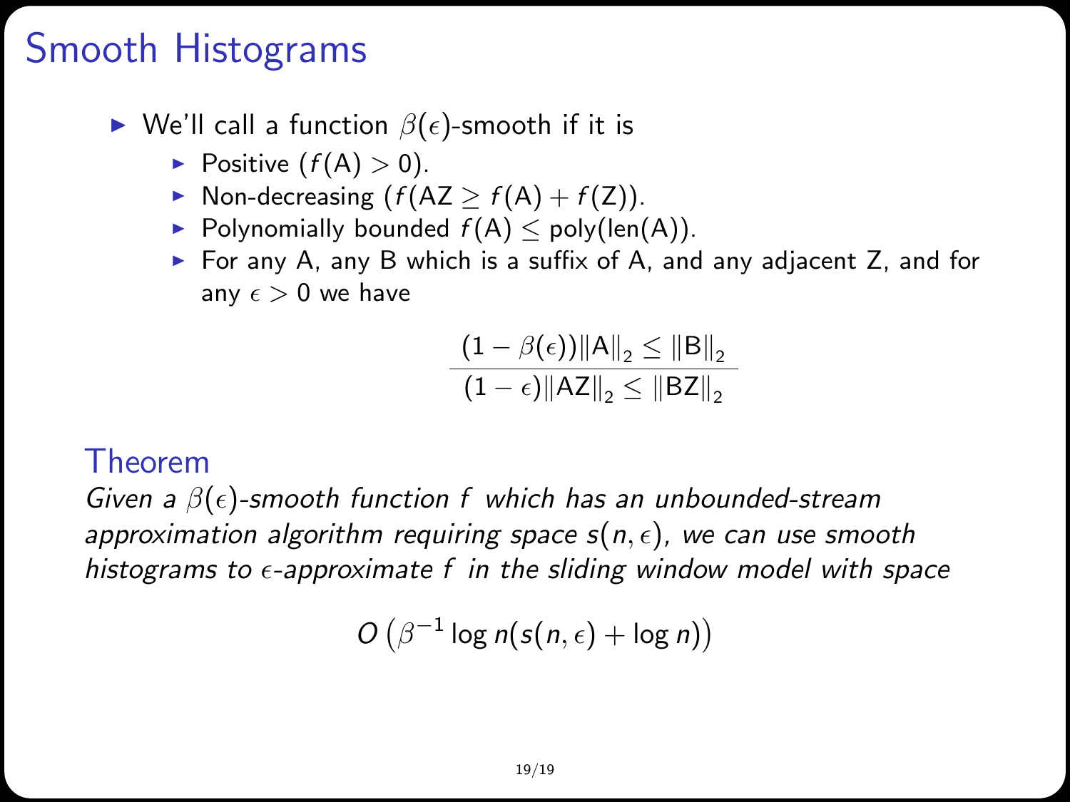# Smooth Histograms

- We'll call a function $\beta(\epsilon)$-smooth if it is
  - Positive ($f(\mathsf{A}) > 0$).
  - Non-decreasing ($f(\mathsf{AZ} \geq f(\mathsf{A}) + f(\mathsf{Z})$).
  - Polynomially bounded $f(\mathsf{A}) \leq \text{poly}(\text{len}(\mathsf{A}))$.
  - For any A, any B which is a suffix of A, and any adjacent Z, and for any $\epsilon > 0$ we have

$$\frac{(1-\beta(\epsilon))\|\mathsf{A}\|_2 \leq \|\mathsf{B}\|_2}{(1-\epsilon)\|\mathsf{AZ}\|_2 \leq \|\mathsf{BZ}\|_2}$$

## Theorem

*Given a $\beta(\epsilon)$-smooth function $f$ which has an unbounded-stream approximation algorithm requiring space $s(n, \epsilon)$, we can use smooth histograms to $\epsilon$-approximate $f$ in the sliding window model with space*

$$O\left(\beta^{-1} \log n(s(n, \epsilon) + \log n)\right)$$